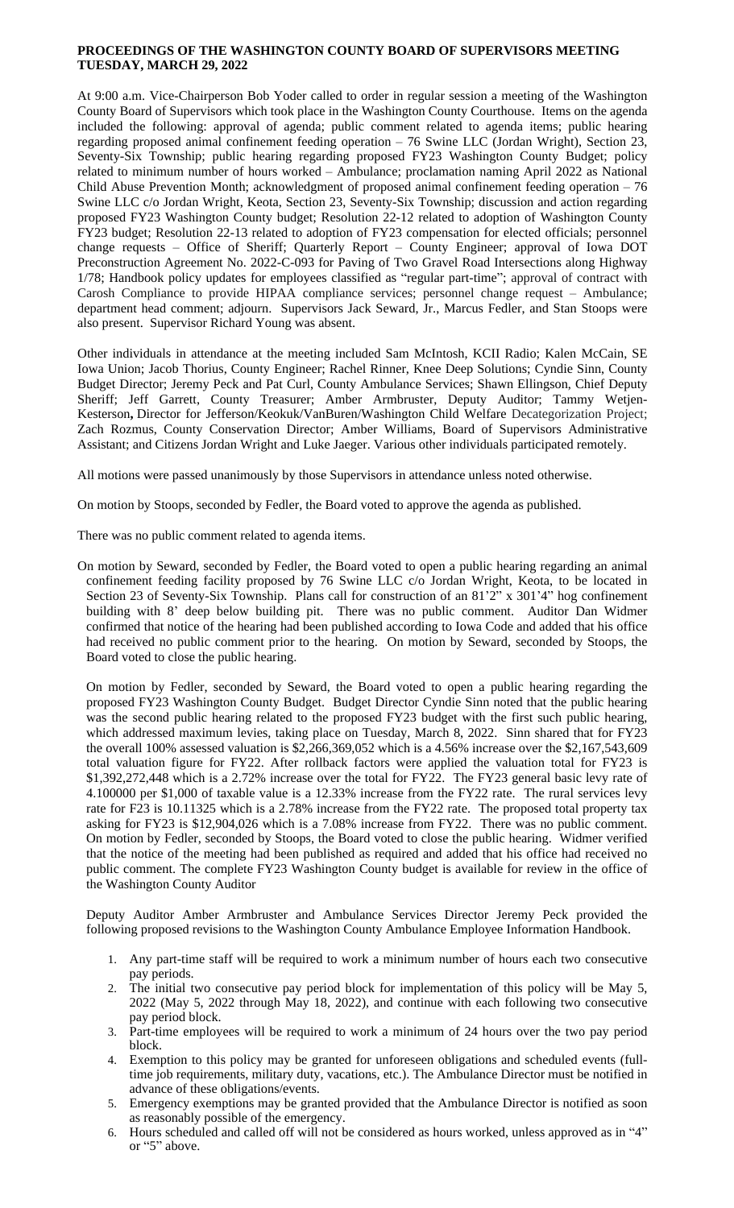**PROCEEDINGS OF THE WASHINGTON COUNTY BOARD OF SUPERVISORS MEETING TUESDAY, MARCH 29, 2022**

At 9:00 a.m. Vice-Chairperson Bob Yoder called to order in regular session a meeting of the Washington County Board of Supervisors which took place in the Washington County Courthouse. Items on the agenda included the following: approval of agenda; public comment related to agenda items; public hearing regarding proposed animal confinement feeding operation – 76 Swine LLC (Jordan Wright), Section 23, Seventy-Six Township; public hearing regarding proposed FY23 Washington County Budget; policy related to minimum number of hours worked – Ambulance; proclamation naming April 2022 as National Child Abuse Prevention Month; acknowledgment of proposed animal confinement feeding operation – 76 Swine LLC c/o Jordan Wright, Keota, Section 23, Seventy-Six Township; discussion and action regarding proposed FY23 Washington County budget; Resolution 22-12 related to adoption of Washington County FY23 budget; Resolution 22-13 related to adoption of FY23 compensation for elected officials; personnel change requests – Office of Sheriff; Quarterly Report – County Engineer; approval of Iowa DOT Preconstruction Agreement No. 2022-C-093 for Paving of Two Gravel Road Intersections along Highway 1/78; Handbook policy updates for employees classified as "regular part-time"; approval of contract with Carosh Compliance to provide HIPAA compliance services; personnel change request – Ambulance; department head comment; adjourn. Supervisors Jack Seward, Jr., Marcus Fedler, and Stan Stoops were also present. Supervisor Richard Young was absent.

Other individuals in attendance at the meeting included Sam McIntosh, KCII Radio; Kalen McCain, SE Iowa Union; Jacob Thorius, County Engineer; Rachel Rinner, Knee Deep Solutions; Cyndie Sinn, County Budget Director; Jeremy Peck and Pat Curl, County Ambulance Services; Shawn Ellingson, Chief Deputy Sheriff; Jeff Garrett, County Treasurer; Amber Armbruster, Deputy Auditor; Tammy Wetjen-Kesterson**,** Director for Jefferson/Keokuk/VanBuren/Washington Child Welfare Decategorization Project; Zach Rozmus, County Conservation Director; Amber Williams, Board of Supervisors Administrative Assistant; and Citizens Jordan Wright and Luke Jaeger. Various other individuals participated remotely.

All motions were passed unanimously by those Supervisors in attendance unless noted otherwise.

On motion by Stoops, seconded by Fedler, the Board voted to approve the agenda as published.

There was no public comment related to agenda items.

On motion by Seward, seconded by Fedler, the Board voted to open a public hearing regarding an animal confinement feeding facility proposed by 76 Swine LLC c/o Jordan Wright, Keota, to be located in Section 23 of Seventy-Six Township. Plans call for construction of an 81'2" x 301'4" hog confinement building with 8' deep below building pit. There was no public comment. Auditor Dan Widmer confirmed that notice of the hearing had been published according to Iowa Code and added that his office had received no public comment prior to the hearing. On motion by Seward, seconded by Stoops, the Board voted to close the public hearing.

On motion by Fedler, seconded by Seward, the Board voted to open a public hearing regarding the proposed FY23 Washington County Budget. Budget Director Cyndie Sinn noted that the public hearing was the second public hearing related to the proposed FY23 budget with the first such public hearing, which addressed maximum levies, taking place on Tuesday, March 8, 2022. Sinn shared that for FY23 the overall 100% assessed valuation is $2,266,369,052 which is a 4.56% increase over the $2,167,543,609 total valuation figure for FY22. After rollback factors were applied the valuation total for FY23 is $1,392,272,448 which is a 2.72% increase over the total for FY22. The FY23 general basic levy rate of 4.100000 per $1,000 of taxable value is a 12.33% increase from the FY22 rate. The rural services levy rate for F23 is 10.11325 which is a 2.78% increase from the FY22 rate. The proposed total property tax asking for FY23 is $12,904,026 which is a 7.08% increase from FY22. There was no public comment. On motion by Fedler, seconded by Stoops, the Board voted to close the public hearing. Widmer verified that the notice of the meeting had been published as required and added that his office had received no public comment. The complete FY23 Washington County budget is available for review in the office of the Washington County Auditor

Deputy Auditor Amber Armbruster and Ambulance Services Director Jeremy Peck provided the following proposed revisions to the Washington County Ambulance Employee Information Handbook.

1. Any part-time staff will be required to work a minimum number of hours each two consecutive pay periods.
2. The initial two consecutive pay period block for implementation of this policy will be May 5, 2022 (May 5, 2022 through May 18, 2022), and continue with each following two consecutive pay period block.
3. Part-time employees will be required to work a minimum of 24 hours over the two pay period block.
4. Exemption to this policy may be granted for unforeseen obligations and scheduled events (full-time job requirements, military duty, vacations, etc.). The Ambulance Director must be notified in advance of these obligations/events.
5. Emergency exemptions may be granted provided that the Ambulance Director is notified as soon as reasonably possible of the emergency.
6. Hours scheduled and called off will not be considered as hours worked, unless approved as in "4" or "5" above.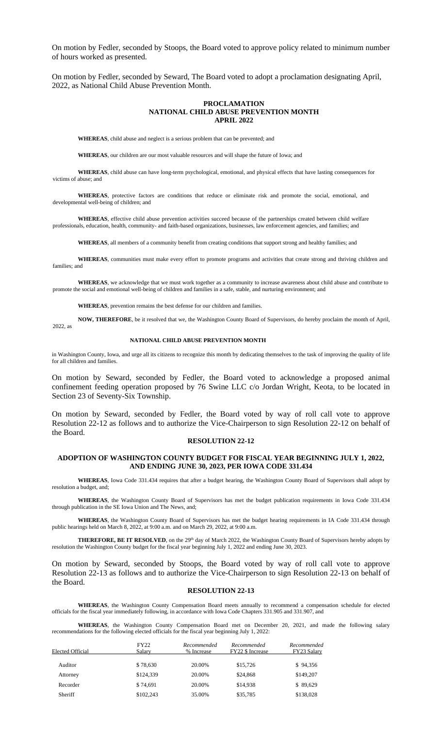On motion by Fedler, seconded by Stoops, the Board voted to approve policy related to minimum number of hours worked as presented.

On motion by Fedler, seconded by Seward, The Board voted to adopt a proclamation designating April, 2022, as National Child Abuse Prevention Month.

**PROCLAMATION**
**NATIONAL CHILD ABUSE PREVENTION MONTH**
**APRIL 2022**

**WHEREAS**, child abuse and neglect is a serious problem that can be prevented; and

**WHEREAS**, our children are our most valuable resources and will shape the future of Iowa; and

**WHEREAS**, child abuse can have long-term psychological, emotional, and physical effects that have lasting consequences for victims of abuse; and

**WHEREAS**, protective factors are conditions that reduce or eliminate risk and promote the social, emotional, and developmental well-being of children; and

**WHEREAS**, effective child abuse prevention activities succeed because of the partnerships created between child welfare professionals, education, health, community- and faith-based organizations, businesses, law enforcement agencies, and families; and

**WHEREAS**, all members of a community benefit from creating conditions that support strong and healthy families; and

**WHEREAS**, communities must make every effort to promote programs and activities that create strong and thriving children and families; and

**WHEREAS**, we acknowledge that we must work together as a community to increase awareness about child abuse and contribute to promote the social and emotional well-being of children and families in a safe, stable, and nurturing environment; and

**WHEREAS**, prevention remains the best defense for our children and families.

**NOW, THEREFORE**, be it resolved that we, the Washington County Board of Supervisors, do hereby proclaim the month of April, 2022, as

**NATIONAL CHILD ABUSE PREVENTION MONTH**

in Washington County, Iowa, and urge all its citizens to recognize this month by dedicating themselves to the task of improving the quality of life for all children and families.

On motion by Seward, seconded by Fedler, the Board voted to acknowledge a proposed animal confinement feeding operation proposed by 76 Swine LLC c/o Jordan Wright, Keota, to be located in Section 23 of Seventy-Six Township.

On motion by Seward, seconded by Fedler, the Board voted by way of roll call vote to approve Resolution 22-12 as follows and to authorize the Vice-Chairperson to sign Resolution 22-12 on behalf of the Board.

**RESOLUTION 22-12**

**ADOPTION OF WASHINGTON COUNTY BUDGET FOR FISCAL YEAR BEGINNING JULY 1, 2022, AND ENDING JUNE 30, 2023, PER IOWA CODE 331.434**

**WHEREAS**, Iowa Code 331.434 requires that after a budget hearing, the Washington County Board of Supervisors shall adopt by resolution a budget, and;

**WHEREAS**, the Washington County Board of Supervisors has met the budget publication requirements in Iowa Code 331.434 through publication in the SE Iowa Union and The News, and;

**WHEREAS**, the Washington County Board of Supervisors has met the budget hearing requirements in IA Code 331.434 through public hearings held on March 8, 2022, at 9:00 a.m. and on March 29, 2022, at 9:00 a.m.

**THEREFORE, BE IT RESOLVED**, on the 29th day of March 2022, the Washington County Board of Supervisors hereby adopts by resolution the Washington County budget for the fiscal year beginning July 1, 2022 and ending June 30, 2023.

On motion by Seward, seconded by Stoops, the Board voted by way of roll call vote to approve Resolution 22-13 as follows and to authorize the Vice-Chairperson to sign Resolution 22-13 on behalf of the Board.

**RESOLUTION 22-13**

**WHEREAS**, the Washington County Compensation Board meets annually to recommend a compensation schedule for elected officials for the fiscal year immediately following, in accordance with Iowa Code Chapters 331.905 and 331.907, and

**WHEREAS**, the Washington County Compensation Board met on December 20, 2021, and made the following salary recommendations for the following elected officials for the fiscal year beginning July 1, 2022:

| Elected Official | FY22 Salary | *Recommended % Increase* | *Recommended FY22 $ Increase* | *Recommended FY23 Salary* |
|---|---|---|---|---|
| Auditor | $ 78,630 | 20.00% | $15,726 | $ 94,356 |
| Attorney | $124,339 | 20.00% | $24,868 | $149,207 |
| Recorder | $ 74,691 | 20.00% | $14,938 | $ 89,629 |
| Sheriff | $102,243 | 35.00% | $35,785 | $138,028 |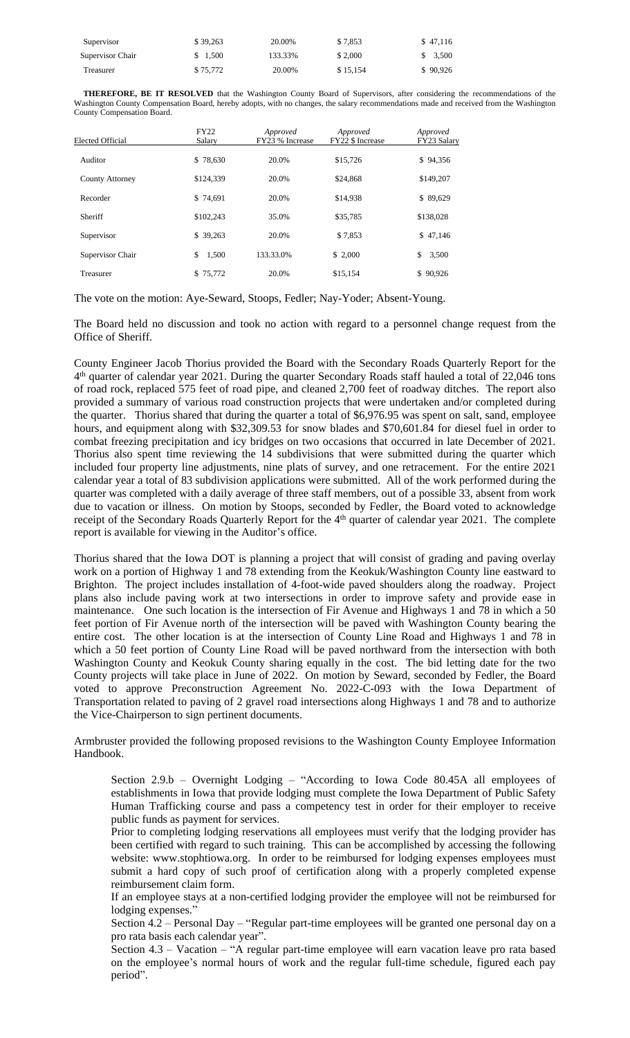| Supervisor | $ 39,263 | 20.00% | $ 7,853 | $ 47,116 |
|---|---|---|---|---|
| Supervisor Chair | $ 1,500 | 133.33% | $ 2,000 | $ 3,500 |
| Treasurer | $ 75,772 | 20.00% | $ 15,154 | $ 90,926 |

**THEREFORE, BE IT RESOLVED** that the Washington County Board of Supervisors, after considering the recommendations of the Washington County Compensation Board, hereby adopts, with no changes, the salary recommendations made and received from the Washington County Compensation Board.

| Elected Official | FY22 Salary | *Approved* FY23 % Increase | *Approved* FY22 $ Increase | *Approved* FY23 Salary |
|---|---|---|---|---|
| Auditor | $ 78,630 | 20.0% | $15,726 | $ 94,356 |
| County Attorney | $124,339 | 20.0% | $24,868 | $149,207 |
| Recorder | $ 74,691 | 20.0% | $14,938 | $ 89,629 |
| Sheriff | $102,243 | 35.0% | $35,785 | $138,028 |
| Supervisor | $ 39,263 | 20.0% | $ 7,853 | $ 47,146 |
| Supervisor Chair | $ 1,500 | 133.33.0% | $ 2,000 | $ 3,500 |
| Treasurer | $ 75,772 | 20.0% | $15,154 | $ 90,926 |

The vote on the motion: Aye-Seward, Stoops, Fedler; Nay-Yoder; Absent-Young.

The Board held no discussion and took no action with regard to a personnel change request from the Office of Sheriff.

County Engineer Jacob Thorius provided the Board with the Secondary Roads Quarterly Report for the 4th quarter of calendar year 2021. During the quarter Secondary Roads staff hauled a total of 22,046 tons of road rock, replaced 575 feet of road pipe, and cleaned 2,700 feet of roadway ditches. The report also provided a summary of various road construction projects that were undertaken and/or completed during the quarter. Thorius shared that during the quarter a total of $6,976.95 was spent on salt, sand, employee hours, and equipment along with $32,309.53 for snow blades and $70,601.84 for diesel fuel in order to combat freezing precipitation and icy bridges on two occasions that occurred in late December of 2021. Thorius also spent time reviewing the 14 subdivisions that were submitted during the quarter which included four property line adjustments, nine plats of survey, and one retracement. For the entire 2021 calendar year a total of 83 subdivision applications were submitted. All of the work performed during the quarter was completed with a daily average of three staff members, out of a possible 33, absent from work due to vacation or illness. On motion by Stoops, seconded by Fedler, the Board voted to acknowledge receipt of the Secondary Roads Quarterly Report for the 4th quarter of calendar year 2021. The complete report is available for viewing in the Auditor's office.

Thorius shared that the Iowa DOT is planning a project that will consist of grading and paving overlay work on a portion of Highway 1 and 78 extending from the Keokuk/Washington County line eastward to Brighton. The project includes installation of 4-foot-wide paved shoulders along the roadway. Project plans also include paving work at two intersections in order to improve safety and provide ease in maintenance. One such location is the intersection of Fir Avenue and Highways 1 and 78 in which a 50 feet portion of Fir Avenue north of the intersection will be paved with Washington County bearing the entire cost. The other location is at the intersection of County Line Road and Highways 1 and 78 in which a 50 feet portion of County Line Road will be paved northward from the intersection with both Washington County and Keokuk County sharing equally in the cost. The bid letting date for the two County projects will take place in June of 2022. On motion by Seward, seconded by Fedler, the Board voted to approve Preconstruction Agreement No. 2022-C-093 with the Iowa Department of Transportation related to paving of 2 gravel road intersections along Highways 1 and 78 and to authorize the Vice-Chairperson to sign pertinent documents.

Armbruster provided the following proposed revisions to the Washington County Employee Information Handbook.

> Section 2.9.b – Overnight Lodging – "According to Iowa Code 80.45A all employees of establishments in Iowa that provide lodging must complete the Iowa Department of Public Safety Human Trafficking course and pass a competency test in order for their employer to receive public funds as payment for services.
>
> Prior to completing lodging reservations all employees must verify that the lodging provider has been certified with regard to such training. This can be accomplished by accessing the following website: www.stophtiowa.org. In order to be reimbursed for lodging expenses employees must submit a hard copy of such proof of certification along with a properly completed expense reimbursement claim form.
>
> If an employee stays at a non-certified lodging provider the employee will not be reimbursed for lodging expenses."
>
> Section 4.2 – Personal Day – "Regular part-time employees will be granted one personal day on a pro rata basis each calendar year".
>
> Section 4.3 – Vacation – "A regular part-time employee will earn vacation leave pro rata based on the employee's normal hours of work and the regular full-time schedule, figured each pay period".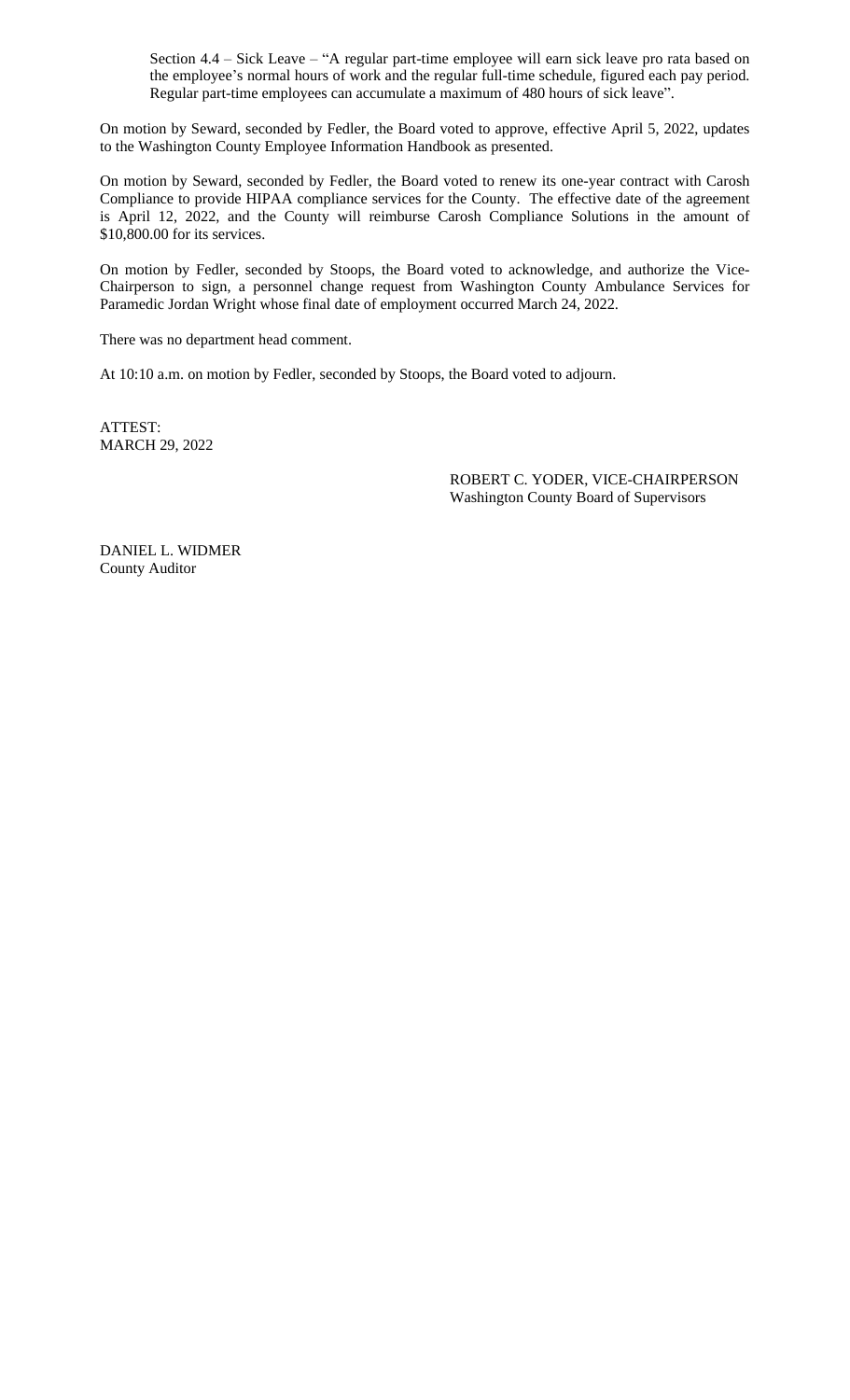Section 4.4 – Sick Leave – "A regular part-time employee will earn sick leave pro rata based on the employee's normal hours of work and the regular full-time schedule, figured each pay period. Regular part-time employees can accumulate a maximum of 480 hours of sick leave".

On motion by Seward, seconded by Fedler, the Board voted to approve, effective April 5, 2022, updates to the Washington County Employee Information Handbook as presented.

On motion by Seward, seconded by Fedler, the Board voted to renew its one-year contract with Carosh Compliance to provide HIPAA compliance services for the County. The effective date of the agreement is April 12, 2022, and the County will reimburse Carosh Compliance Solutions in the amount of $10,800.00 for its services.

On motion by Fedler, seconded by Stoops, the Board voted to acknowledge, and authorize the Vice-Chairperson to sign, a personnel change request from Washington County Ambulance Services for Paramedic Jordan Wright whose final date of employment occurred March 24, 2022.

There was no department head comment.

At 10:10 a.m. on motion by Fedler, seconded by Stoops, the Board voted to adjourn.

ATTEST:
MARCH 29, 2022

ROBERT C. YODER, VICE-CHAIRPERSON
Washington County Board of Supervisors

DANIEL L. WIDMER
County Auditor